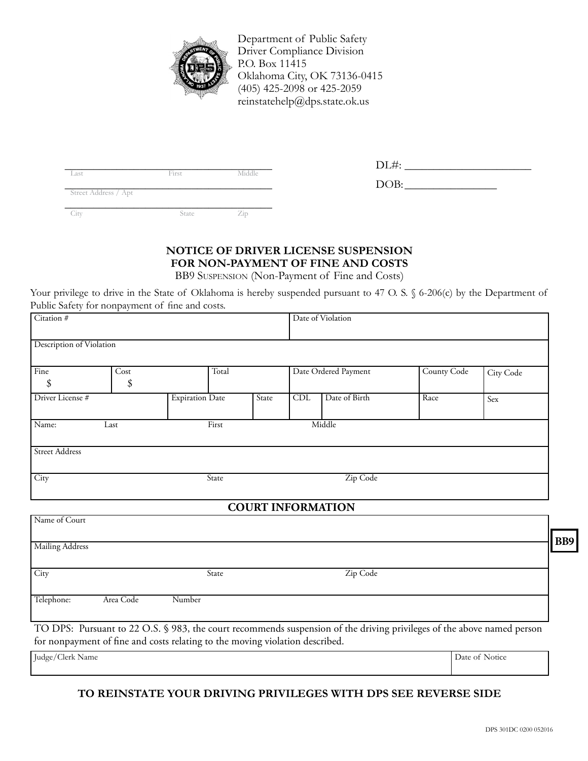Department of Public Safety
Driver Compliance Division
P.O. Box 11415
Oklahoma City, OK 73136-0415
(405) 425-2098 or 425-2059
reinstatehelp@dps.state.ok.us

______________________________________
Last First Middle

______________________________________
Street Address / Apt

______________________________________
City State Zip

DL#: ______________________

DOB: ________________

## NOTICE OF DRIVER LICENSE SUSPENSION FOR NON-PAYMENT OF FINE AND COSTS

BB9 Suspension (Non-Payment of Fine and Costs)

Your privilege to drive in the State of Oklahoma is hereby suspended pursuant to 47 O. S. § 6-206(c) by the Department of Public Safety for nonpayment of fine and costs.

| Citation # | | | | Date of Violation | | | |
|---|---|---|---|---|---|---|---|
| Description of Violation | | | | | | | |
| Fine $ | Cost $ | Total | | Date Ordered Payment | | County Code | City Code |
| Driver License # | Expiration Date | State | CDL | Date of Birth | | Race | Sex |
| Name: Last | First | | Middle | | | | |
| Street Address | | | | | | | |
| City | State | | Zip Code | | | | |

## COURT INFORMATION

| Name of Court | | |
|---|---|---|
| Mailing Address | | |
| City | State | Zip Code |
| Telephone: Area Code | Number | |

**BB9**

TO DPS: Pursuant to 22 O.S. § 983, the court recommends suspension of the driving privileges of the above named person for nonpayment of fine and costs relating to the moving violation described.

| Judge/Clerk Name | Date of Notice |
|---|---|
| | |

**TO REINSTATE YOUR DRIVING PRIVILEGES WITH DPS SEE REVERSE SIDE**

DPS 301DC 0200 052016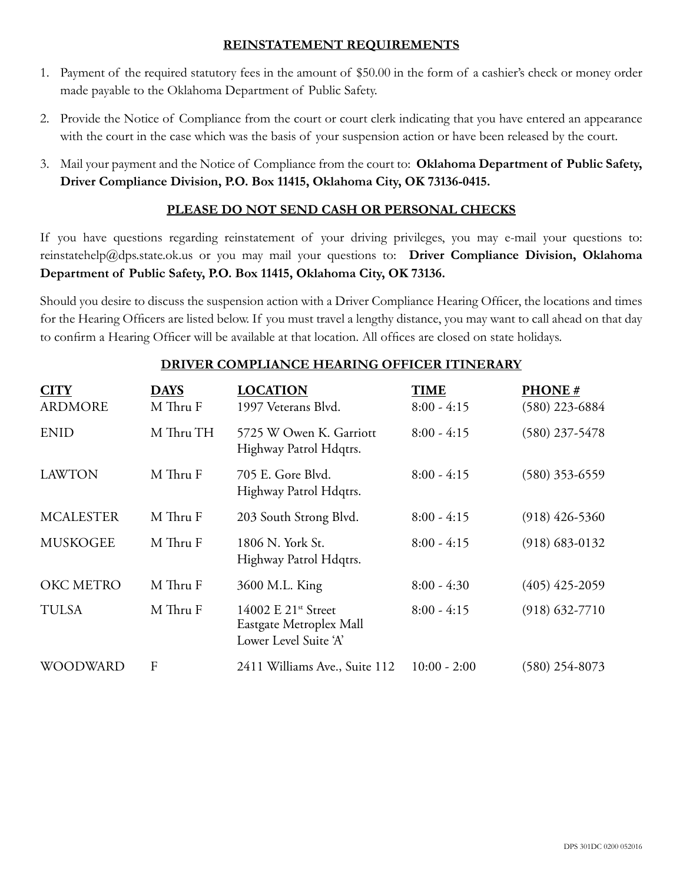## REINSTATEMENT REQUIREMENTS

1. Payment of the required statutory fees in the amount of $50.00 in the form of a cashier's check or money order made payable to the Oklahoma Department of Public Safety.
2. Provide the Notice of Compliance from the court or court clerk indicating that you have entered an appearance with the court in the case which was the basis of your suspension action or have been released by the court.
3. Mail your payment and the Notice of Compliance from the court to: **Oklahoma Department of Public Safety, Driver Compliance Division, P.O. Box 11415, Oklahoma City, OK 73136-0415.**

## PLEASE DO NOT SEND CASH OR PERSONAL CHECKS

If you have questions regarding reinstatement of your driving privileges, you may e-mail your questions to: reinstatehelp@dps.state.ok.us or you may mail your questions to: **Driver Compliance Division, Oklahoma Department of Public Safety, P.O. Box 11415, Oklahoma City, OK 73136.**

Should you desire to discuss the suspension action with a Driver Compliance Hearing Officer, the locations and times for the Hearing Officers are listed below. If you must travel a lengthy distance, you may want to call ahead on that day to confirm a Hearing Officer will be available at that location. All offices are closed on state holidays.

## DRIVER COMPLIANCE HEARING OFFICER ITINERARY

| CITY | DAYS | LOCATION | TIME | PHONE # |
|---|---|---|---|---|
| ARDMORE | M Thru F | 1997 Veterans Blvd. | 8:00 - 4:15 | (580) 223-6884 |
| ENID | M Thru TH | 5725 W Owen K. Garriott Highway Patrol Hdqtrs. | 8:00 - 4:15 | (580) 237-5478 |
| LAWTON | M Thru F | 705 E. Gore Blvd. Highway Patrol Hdqtrs. | 8:00 - 4:15 | (580) 353-6559 |
| MCALESTER | M Thru F | 203 South Strong Blvd. | 8:00 - 4:15 | (918) 426-5360 |
| MUSKOGEE | M Thru F | 1806 N. York St. Highway Patrol Hdqtrs. | 8:00 - 4:15 | (918) 683-0132 |
| OKC METRO | M Thru F | 3600 M.L. King | 8:00 - 4:30 | (405) 425-2059 |
| TULSA | M Thru F | 14002 E 21st Street Eastgate Metroplex Mall Lower Level Suite 'A' | 8:00 - 4:15 | (918) 632-7710 |
| WOODWARD | F | 2411 Williams Ave., Suite 112 | 10:00 - 2:00 | (580) 254-8073 |

DPS 301DC 0200 052016